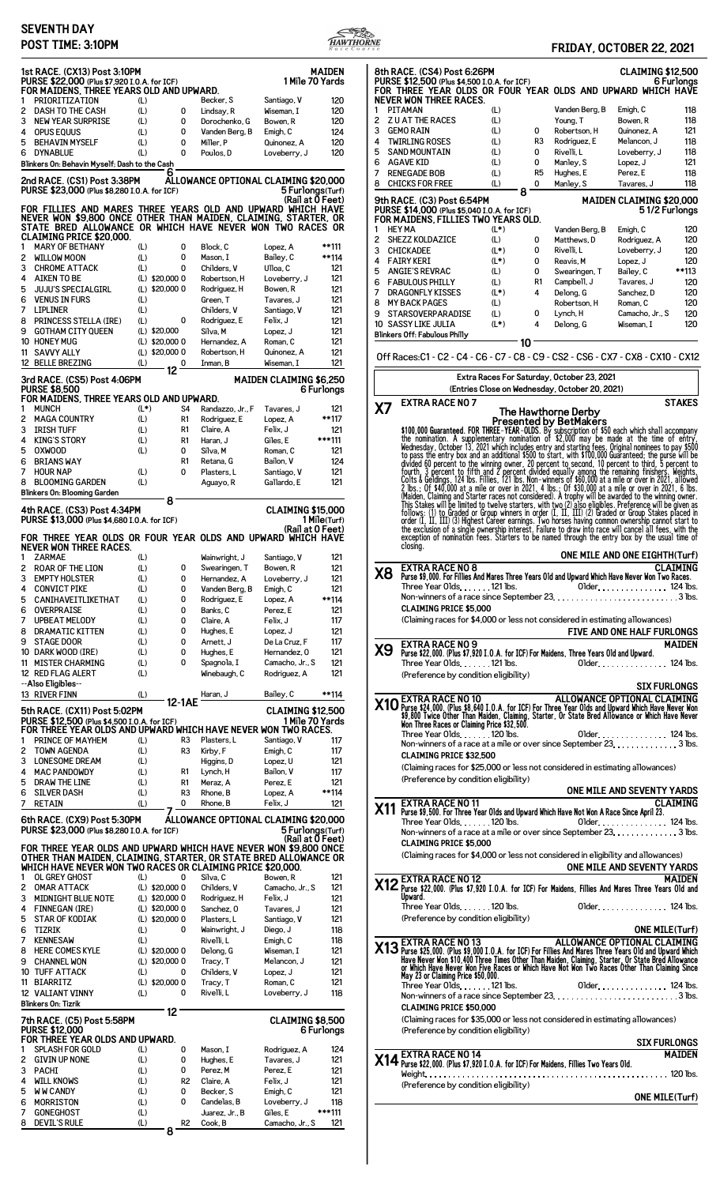# SEVENTH DAY

**POST TIME: 3:10PM**

**FRIDAY, OCTOBER 22, 2021**

## 1st RACE. (CX13) Post 3:10PM — MAIDEN

**PURSE $22,000 (Plus $7,920 I.O.A. for ICF)** — 1 Mile 70 Yards

FOR MAIDENS, THREE YEARS OLD AND UPWARD.

| # | Horse | | Claim | Trainer | Jockey | Wt |
|---|---|---|---|---|---|---|
| 1 | PRIORITIZATION | (L) | | Becker, S | Santiago, V | 120 |
| 2 | DASH TO THE CASH | (L) | 0 | Lindsay, R | Wiseman, I | 120 |
| 3 | NEW YEAR SURPRISE | (L) | 0 | Dorochenko, G | Bowen, R | 120 |
| 4 | OPUS EQUUS | (L) | 0 | Vanden Berg, B | Emigh, C | 124 |
| 5 | BEHAVIN MYSELF | (L) | 0 | Miller, P | Quinonez, A | 120 |
| 6 | DYNABLUE | (L) | 0 | Poulos, D | Loveberry, J | 120 |

Blinkers On: Behavin Myself; Dash to the Cash

6

## 2nd RACE. (CS1) Post 3:38PM — ALLOWANCE OPTIONAL CLAIMING $20,000

**PURSE $23,000 (Plus $8,280 I.O.A. for ICF)** — 5 Furlongs(Turf) (Rail at 0 Feet)

FOR FILLIES AND MARES THREE YEARS OLD AND UPWARD WHICH HAVE NEVER WON $9,800 ONCE OTHER THAN MAIDEN, CLAIMING, STARTER, OR STATE BRED ALLOWANCE OR WHICH HAVE NEVER WON TWO RACES OR CLAIMING PRICE $20,000.

| # | Horse | | Claim | Trainer | Jockey | Wt |
|---|---|---|---|---|---|---|
| 1 | MARY OF BETHANY | (L) | 0 | Block, C | Lopez, A | **111 |
| 2 | WILLOW MOON | (L) | 0 | Mason, I | Bailey, C | **114 |
| 3 | CHROME ATTACK | (L) | 0 | Childers, V | Ulloa, C | 121 |
| 4 | AIKEN TO BE | (L) | $20,000 0 | Robertson, H | Loveberry, J | 121 |
| 5 | JUJU'S SPECIALGIRL | (L) | $20,000 0 | Rodriguez, H | Bowen, R | 121 |
| 6 | VENUS IN FURS | (L) | | Green, T | Tavares, J | 121 |
| 7 | LIPLINER | (L) | | Childers, V | Santiago, V | 121 |
| 8 | PRINCESS STELLA (IRE) | (L) | 0 | Rodriguez, E | Felix, J | 121 |
| 9 | GOTHAM CITY QUEEN | (L) | $20,000 | Silva, M | Lopez, J | 121 |
| 10 | HONEY MUG | (L) | $20,000 0 | Hernandez, A | Roman, C | 121 |
| 11 | SAVVY ALLY | (L) | $20,000 0 | Robertson, H | Quinonez, A | 121 |
| 12 | BELLE BREZING | (L) | 0 | Inman, B | Wiseman, I | 121 |

12

## 3rd RACE. (CS5) Post 4:06PM — MAIDEN CLAIMING $6,250

**PURSE $8,500** — 6 Furlongs

FOR MAIDENS, THREE YEARS OLD AND UPWARD.

| # | Horse | | Claim | Trainer | Jockey | Wt |
|---|---|---|---|---|---|---|
| 1 | MUNCH | (L*) | S4 | Randazzo, Jr., F | Tavares, J | 121 |
| 2 | MAGA COUNTRY | (L) | R1 | Rodriguez, E | Lopez, A | **117 |
| 3 | IRISH TUFF | (L) | R1 | Claire, A | Felix, J | 121 |
| 4 | KING'S STORY | (L) | R1 | Haran, J | Giles, E | ***111 |
| 5 | OXWOOD | (L) | 0 | Silva, M | Roman, C | 121 |
| 6 | BRIANS WAY | | R1 | Retana, G | Bailon, V | 124 |
| 7 | HOUR NAP | (L) | 0 | Plasters, L | Santiago, V | 121 |
| 8 | BLOOMING GARDEN | (L) | | Aguayo, R | Gallardo, E | 121 |

Blinkers On: Blooming Garden

8

## 4th RACE. (CS3) Post 4:34PM — CLAIMING $15,000

**PURSE $13,000 (Plus $4,680 I.O.A. for ICF)** — 1 Mile(Turf) (Rail at 0 Feet)

FOR THREE YEAR OLDS OR FOUR YEAR OLDS AND UPWARD WHICH HAVE NEVER WON THREE RACES.

| # | Horse | | Claim | Trainer | Jockey | Wt |
|---|---|---|---|---|---|---|
| 1 | ZARMAE | (L) | | Wainwright, J | Santiago, V | 121 |
| 2 | ROAR OF THE LION | (L) | 0 | Swearingen, T | Bowen, R | 121 |
| 3 | EMPTY HOLSTER | (L) | 0 | Hernandez, A | Loveberry, J | 121 |
| 4 | CONVICT PIKE | (L) | 0 | Vanden Berg, B | Emigh, C | 121 |
| 5 | CANIHAVEITLIKETHAT | (L) | 0 | Rodriguez, E | Lopez, A | **114 |
| 6 | OVERPRAISE | (L) | 0 | Banks, C | Perez, E | 121 |
| 7 | UPBEAT MELODY | (L) | 0 | Claire, A | Felix, J | 117 |
| 8 | DRAMATIC KITTEN | (L) | 0 | Hughes, E | Lopez, J | 121 |
| 9 | STAGE DOOR | (L) | 0 | Arnett, J | De La Cruz, F | 117 |
| 10 | DARK WOOD (IRE) | (L) | 0 | Hughes, E | Hernandez, O | 121 |
| 11 | MISTER CHARMING | (L) | 0 | Spagnola, I | Camacho, Jr., S | 121 |
| 12 | RED FLAG ALERT | (L) | | Winebaugh, C | Rodriguez, A | 121 |
| | --Also Eligibles-- | | | | | |
| 13 | RIVER FINN | (L) | | Haran, J | Bailey, C | **114 |

12-1AE

## 5th RACE. (CX11) Post 5:02PM — CLAIMING $12,500

**PURSE $12,500 (Plus $4,500 I.O.A. for ICF)** — 1 Mile 70 Yards

FOR THREE YEAR OLDS AND UPWARD WHICH HAVE NEVER WON TWO RACES.

| # | Horse | | Claim | Trainer | Jockey | Wt |
|---|---|---|---|---|---|---|
| 1 | PRINCE OF MAYHEM | (L) | R3 | Plasters, L | Santiago, V | 117 |
| 2 | TOWN AGENDA | (L) | R3 | Kirby, F | Emigh, C | 117 |
| 3 | LONESOME DREAM | (L) | | Higgins, D | Lopez, U | 121 |
| 4 | MAC PANDOWDY | (L) | R1 | Lynch, H | Bailon, V | 117 |
| 5 | DRAW THE LINE | (L) | R1 | Meraz, A | Perez, E | 121 |
| 6 | SILVER DASH | (L) | R3 | Rhone, B | Lopez, A | **114 |
| 7 | RETAIN | (L) | 0 | Rhone, B | Felix, J | 121 |

7

## 6th RACE. (CX9) Post 5:30PM — ALLOWANCE OPTIONAL CLAIMING $20,000

**PURSE $23,000 (Plus $8,280 I.O.A. for ICF)** — 5 Furlongs(Turf) (Rail at 0 Feet)

FOR THREE YEAR OLDS AND UPWARD WHICH HAVE NEVER WON $9,800 ONCE OTHER THAN MAIDEN, CLAIMING, STARTER, OR STATE BRED ALLOWANCE OR WHICH HAVE NEVER WON TWO RACES OR CLAIMING PRICE $20,000.

| # | Horse | | Claim | Trainer | Jockey | Wt |
|---|---|---|---|---|---|---|
| 1 | OL GREY GHOST | (L) | 0 | Silva, C | Bowen, R | 121 |
| 2 | OMAR ATTACK | (L) | $20,000 0 | Childers, V | Camacho, Jr., S | 121 |
| 3 | MIDNIGHT BLUE NOTE | (L) | $20,000 0 | Rodriguez, H | Felix, J | 121 |
| 4 | FINNEGAN (IRE) | (L) | $20,000 0 | Sanchez, O | Tavares, J | 121 |
| 5 | STAR OF KODIAK | (L) | $20,000 0 | Plasters, L | Santiago, V | 121 |
| 6 | TIZRIK | (L) | 0 | Wainwright, J | Diego, J | 118 |
| 7 | KENNESAW | (L) | 0 | Rivelli, L | Emigh, C | 118 |
| 8 | HERE COMES KYLE | (L) | $20,000 0 | Delong, G | Wiseman, I | 121 |
| 9 | CHANNEL WON | (L) | $20,000 0 | Tracy, T | Melancon, J | 121 |
| 10 | TUFF ATTACK | (L) | 0 | Childers, V | Lopez, A | 121 |
| 11 | BIARRITZ | (L) | $20,000 0 | Tracy, T | Roman, C | 121 |
| 12 | VALIANT VINNY | (L) | 0 | Rivelli, L | Loveberry, J | 118 |

Blinkers On: Tizrik

12

## 7th RACE. (C5) Post 5:58PM — CLAIMING $8,500

**PURSE $12,000** — 6 Furlongs

FOR THREE YEAR OLDS AND UPWARD.

| # | Horse | | Claim | Trainer | Jockey | Wt |
|---|---|---|---|---|---|---|
| 1 | SPLASH FOR GOLD | (L) | 0 | Mason, I | Rodriguez, A | 124 |
| 2 | GIVIN UP NONE | (L) | 0 | Hughes, E | Tavares, J | 121 |
| 3 | PACHI | (L) | 0 | Perez, M | Perez, E | 121 |
| 4 | WILL KNOWS | (L) | R2 | Claire, A | Felix, J | 121 |
| 5 | W W CANDY | (L) | 0 | Becker, S | Emigh, C | 121 |
| 6 | MORRISTON | (L) | 0 | Candelas, B | Loveberry, J | 118 |
| 7 | GONEGHOST | (L) | | Juarez, Jr., B | Giles, E | ***111 |
| 8 | DEVIL'S RULE | (L) | R2 | Cook, B | Camacho, Jr., S | 121 |

8

## 8th RACE. (CS4) Post 6:26PM — CLAIMING $12,500

**PURSE $12,500 (Plus $4,500 I.O.A. for ICF)** — 6 Furlongs

FOR THREE YEAR OLDS OR FOUR YEAR OLDS AND UPWARD WHICH HAVE NEVER WON THREE RACES.

| # | Horse | | Claim | Trainer | Jockey | Wt |
|---|---|---|---|---|---|---|
| 1 | PITAMAN | (L) | | Vanden Berg, B | Emigh, C | 118 |
| 2 | Z U AT THE RACES | (L) | | Young, T | Bowen, R | 118 |
| 3 | GEMO RAIN | (L) | 0 | Robertson, H | Quinonez, A | 121 |
| 4 | TWIRLING ROSES | (L) | R3 | Rodriguez, E | Melancon, J | 118 |
| 5 | SAND MOUNTAIN | (L) | 0 | Rivelli, L | Loveberry, J | 118 |
| 6 | AGAVE KID | (L) | 0 | Manley, S | Lopez, J | 121 |
| 7 | RENEGADE BOB | (L) | R5 | Hughes, E | Perez, E | 118 |
| 8 | CHICKS FOR FREE | (L) | 0 | Manley, S | Tavares, J | 118 |

8

## 9th RACE. (C3) Post 6:54PM — MAIDEN CLAIMING $20,000

**PURSE $14,000 (Plus $5,040 I.O.A. for ICF)** — 5 1/2 Furlongs

FOR MAIDENS, FILLIES TWO YEARS OLD.

| # | Horse | | Claim | Trainer | Jockey | Wt |
|---|---|---|---|---|---|---|
| 1 | HEY MA | (L*) | | Vanden Berg, B | Emigh, C | 120 |
| 2 | SHEZZ KOLDAZICE | (L) | 0 | Matthews, D | Rodriguez, A | 120 |
| 3 | CHICKADEE | (L*) | 0 | Rivelli, L | Loveberry, J | 120 |
| 4 | FAIRY KERI | (L*) | 0 | Reavis, M | Lopez, J | 120 |
| 5 | ANGIE'S REVRAC | (L) | 0 | Swearingen, T | Bailey, C | **113 |
| 6 | FABULOUS PHILLY | (L) | R1 | Campbell, J | Tavares, J | 120 |
| 7 | DRAGONFLY KISSES | (L*) | 4 | Delong, G | Sanchez, D | 120 |
| 8 | MY BACK PAGES | (L) | | Robertson, H | Roman, C | 120 |
| 9 | STARSOVERPARADISE | (L) | 0 | Lynch, H | Camacho, Jr., S | 120 |
| 10 | SASSY LIKE JULIA | (L*) | 4 | Delong, G | Wiseman, I | 120 |

Blinkers Off: Fabulous Philly

10

Off Races:C1 - C2 - C4 - C6 - C7 - C8 - C9 - CS2 - CS6 - CX7 - CX8 - CX10 - CX12

**Extra Races For Saturday, October 23, 2021**

**(Entries Close on Wednesday, October 20, 2021)**

### X7 EXTRA RACE NO 7 — STAKES

**The Hawthorne Derby**

**Presented by BetMakers**

$100,000 Guaranteed. FOR THREE-YEAR-OLDS. By subscription of $50 each which shall accompany the nomination. A supplementary nomination of $2,000 may be made at the time of entry, Wednesday, October 13, 2021 which includes entry and starting fees. Original nominees to pay $500 to pass the entry box and an additional $500 to start, with $100,000 Guaranteed; the purse will be divided 60 percent to the winning owner, 20 percent to second, 10 percent to third, 5 percent to fourth, 3 percent to fifth and 2 percent divided equally among the remaining finishers. Weights, Colts & Geldings, 124 lbs. Fillies, 121 lbs. Non-winners of $60,000 at a mile or over in 2021, allowed 2 lbs.; Of $40,000 at a mile or over in 2021, 4 lbs.; Of $30,000 at a mile or over in 2021, 6 lbs. (Maiden, Claiming and Starter races not considered). A trophy will be awarded to the winning owner. This Stakes will be limited to twelve starters, with two (2) also eligibles. Preference will be given as follows: (1) to Graded or Group winners in order (I, II, III) (2) Graded or Group Stakes placed in order (I, II, III) (3) Highest Career earnings. Two horses having common ownership cannot start to the exclusion of a single ownership interest. Failure to draw into race will cancel all fees, with the exception of nomination fees. Starters to be named through the entry box by the usual time of closing.

**ONE MILE AND ONE EIGHTH(Turf)**

### X8 EXTRA RACE NO 8 — CLAIMING

**Purse $9,000. For Fillies And Mares Three Years Old and Upward Which Have Never Won Two Races.**

Three Year Olds. . . . . . 121 lbs. Older. . . . . . . . . . . . . . 124 lbs.

Non-winners of a race since September 23. . . . . . . . . . . . . . . . . . . . . . . . . . . 3 lbs.

CLAIMING PRICE $5,000

(Claiming races for $4,000 or less not considered in estimating allowances)

**FIVE AND ONE HALF FURLONGS**

### X9 EXTRA RACE NO 9 — MAIDEN

**Purse $22,000. (Plus $7,920 I.O.A. for ICF) For Maidens, Three Years Old and Upward.**

Three Year Olds. . . . . . . 121 lbs. Older. . . . . . . . . . . . . . 124 lbs.

(Preference by condition eligibility)

**SIX FURLONGS**

### X10 EXTRA RACE NO 10 — ALLOWANCE OPTIONAL CLAIMING

**Purse $24,000. (Plus $8,640 I.O.A. for ICF) For Three Year Olds and Upward Which Have Never Won $9,800 Twice Other Than Maiden, Claiming, Starter, Or State Bred Allowance or Which Have Never Won Three Races or Claiming Price $32,500.**

Three Year Olds. . . . . . . 120 lbs. Older. . . . . . . . . . . . . . 124 lbs.

Non-winners of a race at a mile or over since September 23. . . . . . . . . . . . . 3 lbs.

CLAIMING PRICE $32,500

(Claiming races for $25,000 or less not considered in estimating allowances)

(Preference by condition eligibility)

**ONE MILE AND SEVENTY YARDS**

### X11 EXTRA RACE NO 11 — CLAIMING

**Purse $9,500. For Three Year Olds and Upward Which Have Not Won A Race Since April 23.**

Three Year Olds. . . . . . . 120 lbs. Older. . . . . . . . . . . . . . 124 lbs.

Non-winners of a race at a mile or over since September 23. . . . . . . . . . . . . 3 lbs.

CLAIMING PRICE $5,000

(Claiming races for $4,000 or less not considered in eligibility and allowances)

**ONE MILE AND SEVENTY YARDS**

### X12 EXTRA RACE NO 12 — MAIDEN

**Purse $22,000. (Plus $7,920 I.O.A. for ICF) For Maidens, Fillies And Mares Three Years Old and Upward.**

Three Year Olds. . . . . . . 120 lbs. Older. . . . . . . . . . . . . . 124 lbs.

(Preference by condition eligibility)

**ONE MILE(Turf)**

### X13 EXTRA RACE NO 13 — ALLOWANCE OPTIONAL CLAIMING

**Purse $25,000. (Plus $9,000 I.O.A. for ICF) For Fillies And Mares Three Years Old and Upward Which Have Never Won $10,400 Three Times Other Than Maiden, Claiming, Starter, Or State Bred Allowance or Which Have Never Won Five Races or Which Have Not Won Two Races Other Than Claiming Since May 23 or Claiming Price $50,000.**

Three Year Olds. . . . . . . 121 lbs. Older. . . . . . . . . . . . . . 124 lbs.

Non-winners of a race since September 23. . . . . . . . . . . . . . . . . . . . . . . . . . . 3 lbs.

CLAIMING PRICE $50,000

(Claiming races for $35,000 or less not considered in estimating allowances)

(Preference by condition eligibility)

**SIX FURLONGS**

### X14 EXTRA RACE NO 14 — MAIDEN

**Purse $22,000. (Plus $7,920 I.O.A. for ICF) For Maidens, Fillies Two Years Old.**

Weight. . . . . . . . . . . . . . . . . . . . . . . . . . . . . . . . . . . . . . . . . . . . . . . . . . . 120 lbs.

(Preference by condition eligibility)

**ONE MILE(Turf)**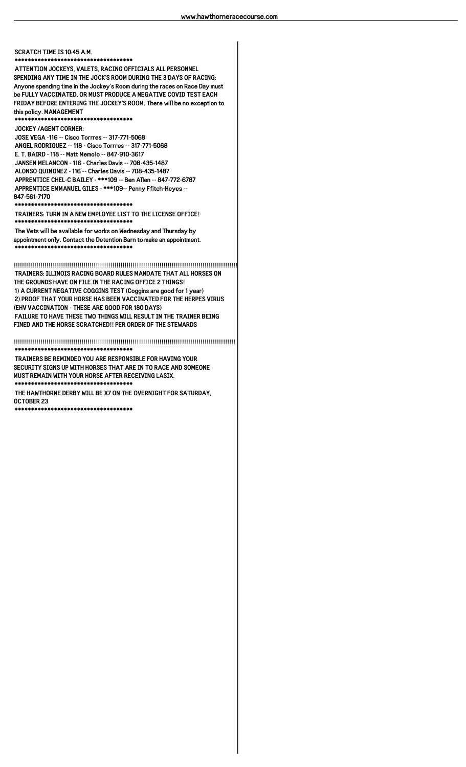SCRATCH TIME IS 10:45 A.M.

************************************

ATTENTION JOCKEYS, VALETS, RACING OFFICIALS ALL PERSONNEL SPENDING ANY TIME IN THE JOCK'S ROOM DURING THE 3 DAYS OF RACING: Anyone spending time in the Jockey's Room during the races on Race Day must be FULLY VACCINATED, OR MUST PRODUCE A NEGATIVE COVID TEST EACH FRIDAY BEFORE ENTERING THE JOCKEY'S ROOM. There will be no exception to this policy. MANAGEMENT

************************************

JOCKEY /AGENT CORNER:

JOSE VEGA -116 -- Cisco Torrres -- 317-771-5068
ANGEL RODRIGUEZ -- 118 - Cisco Torrres -- 317-771-5068
E. T. BAIRD - 118 -- Matt Memolo -- 847-910-3617
JANSEN MELANCON - 116 - Charles Davis -- 708-435-1487
ALONSO QUINONEZ - 116 -- Charles Davis -- 708-435-1487
APPRENTICE CHEL-C BAILEY - ***109 -- Ben Allen -- 847-772-6787
APPRENTICE EMMANUEL GILES - ***109-- Penny Ffitch-Heyes -- 847-561-7170

************************************

TRAINERS: TURN IN A NEW EMPLOYEE LIST TO THE LICENSE OFFICE!

************************************

The Vets will be available for works on Wednesday and Thursday by appointment only. Contact the Detention Barn to make an appointment.

************************************

!!!!!!!!!!!!!!!!!!!!!!!!!!!!!!!!!!!!!!!!!!!!!!!!!!!!!!!!!!!!!!!!!!!!!!!!!!!!!!!!!!!!!!!!!!!!!!!!!!

TRAINERS: ILLINOIS RACING BOARD RULES MANDATE THAT ALL HORSES ON THE GROUNDS HAVE ON FILE IN THE RACING OFFICE 2 THINGS!

1) A CURRENT NEGATIVE COGGINS TEST (Coggins are good for 1 year)

2) PROOF THAT YOUR HORSE HAS BEEN VACCINATED FOR THE HERPES VIRUS (EHV VACCINATION - THESE ARE GOOD FOR 180 DAYS)

FAILURE TO HAVE THESE TWO THINGS WILL RESULT IN THE TRAINER BEING FINED AND THE HORSE SCRATCHED!! PER ORDER OF THE STEWARDS

!!!!!!!!!!!!!!!!!!!!!!!!!!!!!!!!!!!!!!!!!!!!!!!!!!!!!!!!!!!!!!!!!!!!!!!!!!!!!!!!!!!!!!!!!!!!!!!!!!

************************************

TRAINERS BE REMINDED YOU ARE RESPONSIBLE FOR HAVING YOUR SECURITY SIGNS UP WITH HORSES THAT ARE IN TO RACE AND SOMEONE MUST REMAIN WITH YOUR HORSE AFTER RECEIVING LASIX.

************************************

THE HAWTHORNE DERBY WILL BE X7 ON THE OVERNIGHT FOR SATURDAY, OCTOBER 23

************************************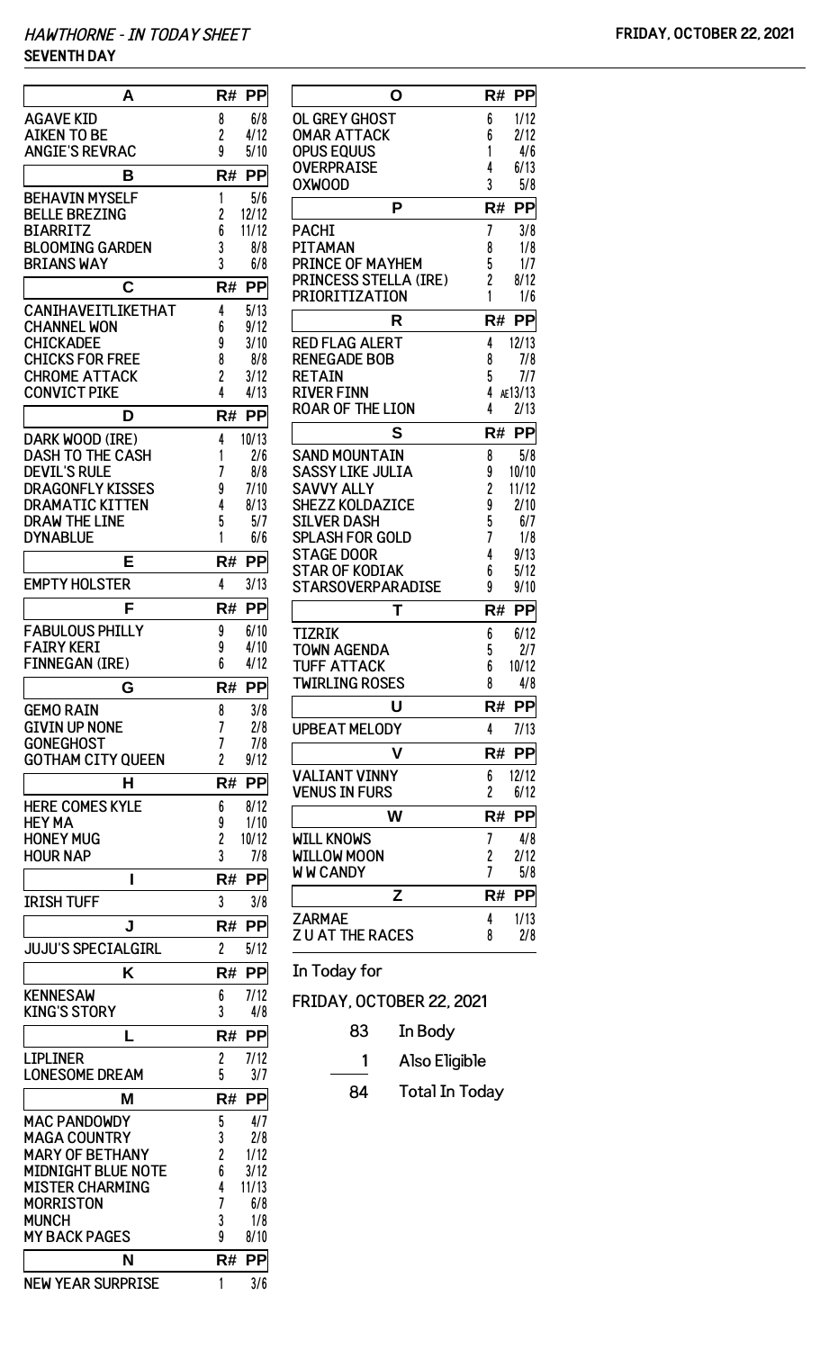*HAWTHORNE - IN TODAY SHEET*

**SEVENTH DAY**

**FRIDAY, OCTOBER 22, 2021**

| A | R# | PP |
|---|---|---|
| AGAVE KID | 8 | 6/8 |
| AIKEN TO BE | 2 | 4/12 |
| ANGIE'S REVRAC | 9 | 5/10 |
| **B** | **R#** | **PP** |
| BEHAVIN MYSELF | 1 | 5/6 |
| BELLE BREZING | 2 | 12/12 |
| BIARRITZ | 6 | 11/12 |
| BLOOMING GARDEN | 3 | 8/8 |
| BRIANS WAY | 3 | 6/8 |
| **C** | **R#** | **PP** |
| CANIHAVEITLIKETHAT | 4 | 5/13 |
| CHANNEL WON | 6 | 9/12 |
| CHICKADEE | 9 | 3/10 |
| CHICKS FOR FREE | 8 | 8/8 |
| CHROME ATTACK | 2 | 3/12 |
| CONVICT PIKE | 4 | 4/13 |
| **D** | **R#** | **PP** |
| DARK WOOD (IRE) | 4 | 10/13 |
| DASH TO THE CASH | 1 | 2/6 |
| DEVIL'S RULE | 7 | 8/8 |
| DRAGONFLY KISSES | 9 | 7/10 |
| DRAMATIC KITTEN | 4 | 8/13 |
| DRAW THE LINE | 5 | 5/7 |
| DYNABLUE | 1 | 6/6 |
| **E** | **R#** | **PP** |
| EMPTY HOLSTER | 4 | 3/13 |
| **F** | **R#** | **PP** |
| FABULOUS PHILLY | 9 | 6/10 |
| FAIRY KERI | 9 | 4/10 |
| FINNEGAN (IRE) | 6 | 4/12 |
| **G** | **R#** | **PP** |
| GEMO RAIN | 8 | 3/8 |
| GIVIN UP NONE | 7 | 2/8 |
| GONEGHOST | 7 | 7/8 |
| GOTHAM CITY QUEEN | 2 | 9/12 |
| **H** | **R#** | **PP** |
| HERE COMES KYLE | 6 | 8/12 |
| HEY MA | 9 | 1/10 |
| HONEY MUG | 2 | 10/12 |
| HOUR NAP | 3 | 7/8 |
| **I** | **R#** | **PP** |
| IRISH TUFF | 3 | 3/8 |
| **J** | **R#** | **PP** |
| JUJU'S SPECIALGIRL | 2 | 5/12 |
| **K** | **R#** | **PP** |
| KENNESAW | 6 | 7/12 |
| KING'S STORY | 3 | 4/8 |
| **L** | **R#** | **PP** |
| LIPLINER | 2 | 7/12 |
| LONESOME DREAM | 5 | 3/7 |
| **M** | **R#** | **PP** |
| MAC PANDOWDY | 5 | 4/7 |
| MAGA COUNTRY | 3 | 2/8 |
| MARY OF BETHANY | 2 | 1/12 |
| MIDNIGHT BLUE NOTE | 6 | 3/12 |
| MISTER CHARMING | 4 | 11/13 |
| MORRISTON | 7 | 6/8 |
| MUNCH | 3 | 1/8 |
| MY BACK PAGES | 9 | 8/10 |
| **N** | **R#** | **PP** |
| NEW YEAR SURPRISE | 1 | 3/6 |
| **O** | **R#** | **PP** |
| OL GREY GHOST | 6 | 1/12 |
| OMAR ATTACK | 6 | 2/12 |
| OPUS EQUUS | 1 | 4/6 |
| OVERPRAISE | 4 | 6/13 |
| OXWOOD | 3 | 5/8 |
| **P** | **R#** | **PP** |
| PACHI | 7 | 3/8 |
| PITAMAN | 8 | 1/8 |
| PRINCE OF MAYHEM | 5 | 1/7 |
| PRINCESS STELLA (IRE) | 2 | 8/12 |
| PRIORITIZATION | 1 | 1/6 |
| **R** | **R#** | **PP** |
| RED FLAG ALERT | 4 | 12/13 |
| RENEGADE BOB | 8 | 7/8 |
| RETAIN | 5 | 7/7 |
| RIVER FINN | 4 | AE13/13 |
| ROAR OF THE LION | 4 | 2/13 |
| **S** | **R#** | **PP** |
| SAND MOUNTAIN | 8 | 5/8 |
| SASSY LIKE JULIA | 9 | 10/10 |
| SAVVY ALLY | 2 | 11/12 |
| SHEZZ KOLDAZICE | 9 | 2/10 |
| SILVER DASH | 5 | 6/7 |
| SPLASH FOR GOLD | 7 | 1/8 |
| STAGE DOOR | 4 | 9/13 |
| STAR OF KODIAK | 6 | 5/12 |
| STARSOVERPARADISE | 9 | 9/10 |
| **T** | **R#** | **PP** |
| TIZRIK | 6 | 6/12 |
| TOWN AGENDA | 5 | 2/7 |
| TUFF ATTACK | 6 | 10/12 |
| TWIRLING ROSES | 8 | 4/8 |
| **U** | **R#** | **PP** |
| UPBEAT MELODY | 4 | 7/13 |
| **V** | **R#** | **PP** |
| VALIANT VINNY | 6 | 12/12 |
| VENUS IN FURS | 2 | 6/12 |
| **W** | **R#** | **PP** |
| WILL KNOWS | 7 | 4/8 |
| WILLOW MOON | 2 | 2/12 |
| W W CANDY | 7 | 5/8 |
| **Z** | **R#** | **PP** |
| ZARMAE | 4 | 1/13 |
| Z U AT THE RACES | 8 | 2/8 |

In Today for

FRIDAY, OCTOBER 22, 2021

| | |
|---|---|
| 83 | In Body |
| 1 | Also Eligible |
| 84 | Total In Today |